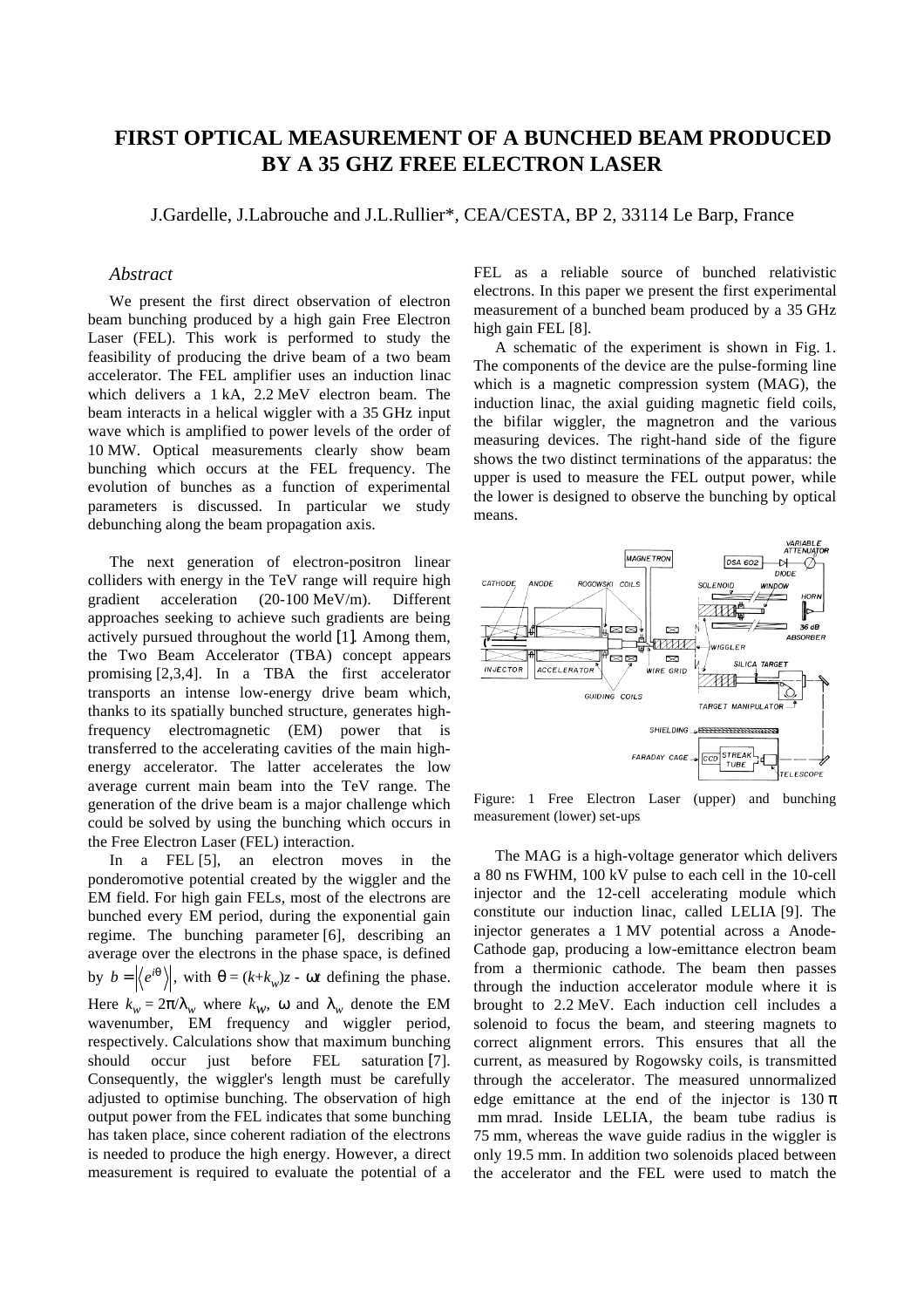# FIRST OPTICAL MEASUREMENT OF A BUNCHED BEAM PRODUCED BY A 35 GHZ FREE ELECTRON LASER

J.Gardelle, J.Labrouche and J.L.Rullier*, CEA/CESTA, BP 2, 33114 Le Barp, France

## *Abstract*

We present the first direct observation of electron beam bunching produced by a high gain Free Electron Laser (FEL). This work is performed to study the feasibility of producing the drive beam of a two beam accelerator. The FEL amplifier uses an induction linac which delivers a 1 kA, 2.2 MeV electron beam. The beam interacts in a helical wiggler with a 35 GHz input wave which is amplified to power levels of the order of 10 MW. Optical measurements clearly show beam bunching which occurs at the FEL frequency. The evolution of bunches as a function of experimental parameters is discussed. In particular we study debunching along the beam propagation axis.

The next generation of electron-positron linear colliders with energy in the TeV range will require high gradient acceleration (20-100 MeV/m). Different approaches seeking to achieve such gradients are being actively pursued throughout the world [1]. Among them, the Two Beam Accelerator (TBA) concept appears promising [2,3,4]. In a TBA the first accelerator transports an intense low-energy drive beam which, thanks to its spatially bunched structure, generates high-frequency electromagnetic (EM) power that is transferred to the accelerating cavities of the main high-energy accelerator. The latter accelerates the low average current main beam into the TeV range. The generation of the drive beam is a major challenge which could be solved by using the bunching which occurs in the Free Electron Laser (FEL) interaction.

In a FEL [5], an electron moves in the ponderomotive potential created by the wiggler and the EM field. For high gain FELs, most of the electrons are bunched every EM period, during the exponential gain regime. The bunching parameter [6], describing an average over the electrons in the phase space, is defined by $b = \left|\left\langle e^{i\theta}\right\rangle\right|$, with $\theta = (k+k_w)z - \omega t$ defining the phase. Here $k_w = 2\pi/\lambda_w$ where $k_w$, $\omega$ and $\lambda_w$ denote the EM wavenumber, EM frequency and wiggler period, respectively. Calculations show that maximum bunching should occur just before FEL saturation [7]. Consequently, the wiggler's length must be carefully adjusted to optimise bunching. The observation of high output power from the FEL indicates that some bunching has taken place, since coherent radiation of the electrons is needed to produce the high energy. However, a direct measurement is required to evaluate the potential of a FEL as a reliable source of bunched relativistic electrons. In this paper we present the first experimental measurement of a bunched beam produced by a 35 GHz high gain FEL [8].

A schematic of the experiment is shown in Fig. 1. The components of the device are the pulse-forming line which is a magnetic compression system (MAG), the induction linac, the axial guiding magnetic field coils, the bifilar wiggler, the magnetron and the various measuring devices. The right-hand side of the figure shows the two distinct terminations of the apparatus: the upper is used to measure the FEL output power, while the lower is designed to observe the bunching by optical means.

Figure: 1 Free Electron Laser (upper) and bunching measurement (lower) set-ups

The MAG is a high-voltage generator which delivers a 80 ns FWHM, 100 kV pulse to each cell in the 10-cell injector and the 12-cell accelerating module which constitute our induction linac, called LELIA [9]. The injector generates a 1 MV potential across a Anode-Cathode gap, producing a low-emittance electron beam from a thermionic cathode. The beam then passes through the induction accelerator module where it is brought to 2.2 MeV. Each induction cell includes a solenoid to focus the beam, and steering magnets to correct alignment errors. This ensures that all the current, as measured by Rogowsky coils, is transmitted through the accelerator. The measured unnormalized edge emittance at the end of the injector is 130 $\pi$ mm mrad. Inside LELIA, the beam tube radius is 75 mm, whereas the wave guide radius in the wiggler is only 19.5 mm. In addition two solenoids placed between the accelerator and the FEL were used to match the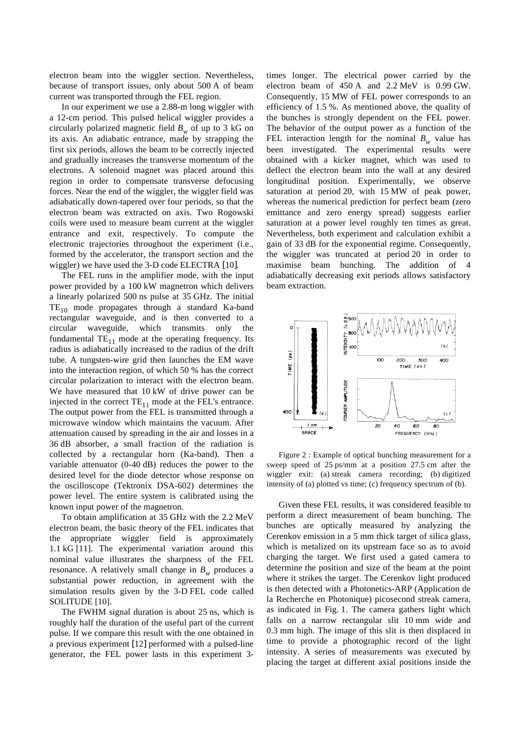electron beam into the wiggler section. Nevertheless, because of transport issues, only about 500 A of beam current was transported through the FEL region.

In our experiment we use a 2.88-m long wiggler with a 12-cm period. This pulsed helical wiggler provides a circularly polarized magnetic field $B_w$ of up to 3 kG on its axis. An adiabatic entrance, made by strapping the first six periods, allows the beam to be correctly injected and gradually increases the transverse momentum of the electrons. A solenoid magnet was placed around this region in order to compensate transverse defocusing forces. Near the end of the wiggler, the wiggler field was adiabatically down-tapered over four periods, so that the electron beam was extracted on axis. Two Rogowski coils were used to measure beam current at the wiggler entrance and exit, respectively. To compute the electronic trajectories throughout the experiment (i.e., formed by the accelerator, the transport section and the wiggler) we have used the 3-D code ELECTRA [10].

The FEL runs in the amplifier mode, with the input power provided by a 100 kW magnetron which delivers a linearly polarized 500 ns pulse at 35 GHz. The initial $TE_{10}$ mode propagates through a standard Ka-band rectangular waveguide, and is then converted to a circular waveguide, which transmits only the fundamental $TE_{11}$ mode at the operating frequency. Its radius is adiabatically increased to the radius of the drift tube. A tungsten-wire grid then launches the EM wave into the interaction region, of which 50 % has the correct circular polarization to interact with the electron beam. We have measured that 10 kW of drive power can be injected in the correct $TE_{11}$ mode at the FEL's entrance. The output power from the FEL is transmitted through a microwave window which maintains the vacuum. After attenuation caused by spreading in the air and losses in a 36 dB absorber, a small fraction of the radiation is collected by a rectangular horn (Ka-band). Then a variable attenuator (0-40 dB) reduces the power to the desired level for the diode detector whose response on the oscilloscope (Tektronix DSA-602) determines the power level. The entire system is calibrated using the known input power of the magnetron.

To obtain amplification at 35 GHz with the 2.2 MeV electron beam, the basic theory of the FEL indicates that the appropriate wiggler field is approximately 1.1 kG [11]. The experimental variation around this nominal value illustrates the sharpness of the FEL resonance. A relatively small change in $B_w$ produces a substantial power reduction, in agreement with the simulation results given by the 3-D FEL code called SOLITUDE [10].

The FWHM signal duration is about 25 ns, which is roughly half the duration of the useful part of the current pulse. If we compare this result with the one obtained in a previous experiment [12] performed with a pulsed-line generator, the FEL power lasts in this experiment 3-times longer. The electrical power carried by the electron beam of 450 A and 2.2 MeV is 0.99 GW. Consequently, 15 MW of FEL power corresponds to an efficiency of 1.5 %. As mentioned above, the quality of the bunches is strongly dependent on the FEL power. The behavior of the output power as a function of the FEL interaction length for the nominal $B_w$ value has been investigated. The experimental results were obtained with a kicker magnet, which was used to deflect the electron beam into the wall at any desired longitudinal position. Experimentally, we observe saturation at period 20, with 15 MW of peak power, whereas the numerical prediction for perfect beam (zero emittance and zero energy spread) suggests earlier saturation at a power level roughly ten times as great. Nevertheless, both experiment and calculation exhibit a gain of 33 dB for the exponential regime. Consequently, the wiggler was truncated at period 20 in order to maximise beam bunching. The addition of 4 adiabatically decreasing exit periods allows satisfactory beam extraction.

Figure 2 : Example of optical bunching measurement for a sweep speed of 25 ps/mm at a position 27.5 cm after the wiggler exit: (a) streak camera recording; (b) digitized intensity of (a) plotted vs time; (c) frequency spectrum of (b).

Given these FEL results, it was considered feasible to perform a direct measurement of beam bunching. The bunches are optically measured by analyzing the Cerenkov emission in a 5 mm thick target of silica glass, which is metalized on its upstream face so as to avoid charging the target. We first used a gated camera to determine the position and size of the beam at the point where it strikes the target. The Cerenkov light produced is then detected with a Photonetics-ARP (Application de la Recherche en Photonique) picosecond streak camera, as indicated in Fig. 1. The camera gathers light which falls on a narrow rectangular slit 10 mm wide and 0.3 mm high. The image of this slit is then displaced in time to provide a photographic record of the light intensity. A series of measurements was executed by placing the target at different axial positions inside the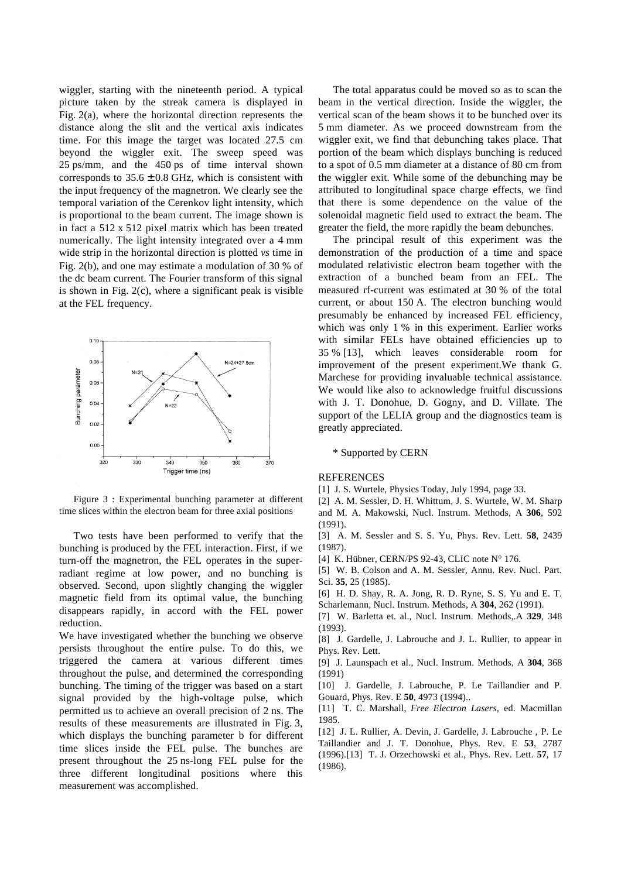wiggler, starting with the nineteenth period. A typical picture taken by the streak camera is displayed in Fig. 2(a), where the horizontal direction represents the distance along the slit and the vertical axis indicates time. For this image the target was located 27.5 cm beyond the wiggler exit. The sweep speed was 25 ps/mm, and the 450 ps of time interval shown corresponds to $35.6 \pm 0.8$ GHz, which is consistent with the input frequency of the magnetron. We clearly see the temporal variation of the Cerenkov light intensity, which is proportional to the beam current. The image shown is in fact a 512 x 512 pixel matrix which has been treated numerically. The light intensity integrated over a 4 mm wide strip in the horizontal direction is plotted *vs* time in Fig. 2(b), and one may estimate a modulation of 30 % of the dc beam current. The Fourier transform of this signal is shown in Fig. 2(c), where a significant peak is visible at the FEL frequency.

Bunching parameter
0.10
0.08
0.06
0.04
0.02
0.00
320 330 340 350 360 370
Trigger time (ns)
N=21
N=22
N=24+27.5cm

Figure 3 : Experimental bunching parameter at different time slices within the electron beam for three axial positions

Two tests have been performed to verify that the bunching is produced by the FEL interaction. First, if we turn-off the magnetron, the FEL operates in the super-radiant regime at low power, and no bunching is observed. Second, upon slightly changing the wiggler magnetic field from its optimal value, the bunching disappears rapidly, in accord with the FEL power reduction.

We have investigated whether the bunching we observe persists throughout the entire pulse. To do this, we triggered the camera at various different times throughout the pulse, and determined the corresponding bunching. The timing of the trigger was based on a start signal provided by the high-voltage pulse, which permitted us to achieve an overall precision of 2 ns. The results of these measurements are illustrated in Fig. 3, which displays the bunching parameter b for different time slices inside the FEL pulse. The bunches are present throughout the 25 ns-long FEL pulse for the three different longitudinal positions where this measurement was accomplished.

The total apparatus could be moved so as to scan the beam in the vertical direction. Inside the wiggler, the vertical scan of the beam shows it to be bunched over its 5 mm diameter. As we proceed downstream from the wiggler exit, we find that debunching takes place. That portion of the beam which displays bunching is reduced to a spot of 0.5 mm diameter at a distance of 80 cm from the wiggler exit. While some of the debunching may be attributed to longitudinal space charge effects, we find that there is some dependence on the value of the solenoidal magnetic field used to extract the beam. The greater the field, the more rapidly the beam debunches.

The principal result of this experiment was the demonstration of the production of a time and space modulated relativistic electron beam together with the extraction of a bunched beam from an FEL. The measured rf-current was estimated at 30 % of the total current, or about 150 A. The electron bunching would presumably be enhanced by increased FEL efficiency, which was only 1 % in this experiment. Earlier works with similar FELs have obtained efficiencies up to 35 % [13], which leaves considerable room for improvement of the present experiment.We thank G. Marchese for providing invaluable technical assistance. We would like also to acknowledge fruitful discussions with J. T. Donohue, D. Gogny, and D. Villate. The support of the LELIA group and the diagnostics team is greatly appreciated.

\* Supported by CERN

## REFERENCES

[1] J. S. Wurtele, Physics Today, July 1994, page 33.

[2] A. M. Sessler, D. H. Whittum, J. S. Wurtele, W. M. Sharp and M. A. Makowski, Nucl. Instrum. Methods, A **306**, 592 (1991).

[3] A. M. Sessler and S. S. Yu, Phys. Rev. Lett. **58**, 2439 (1987).

[4] K. Hübner, CERN/PS 92-43, CLIC note N° 176.

[5] W. B. Colson and A. M. Sessler, Annu. Rev. Nucl. Part. Sci. **35**, 25 (1985).

[6] H. D. Shay, R. A. Jong, R. D. Ryne, S. S. Yu and E. T. Scharlemann, Nucl. Instrum. Methods, A **304**, 262 (1991).

[7] W. Barletta et. al., Nucl. Instrum. Methods,.A **329**, 348 (1993).

[8] J. Gardelle, J. Labrouche and J. L. Rullier, to appear in Phys. Rev. Lett.

[9] J. Launspach et al., Nucl. Instrum. Methods, A **304**, 368 (1991)

[10] J. Gardelle, J. Labrouche, P. Le Taillandier and P. Gouard, Phys. Rev. E **50**, 4973 (1994)..

[11] T. C. Marshall, *Free Electron Lasers*, ed. Macmillan 1985.

[12] J. L. Rullier, A. Devin, J. Gardelle, J. Labrouche , P. Le Taillandier and J. T. Donohue, Phys. Rev. E **53**, 2787 (1996).

[13] T. J. Orzechowski et al., Phys. Rev. Lett. **57**, 17 (1986).